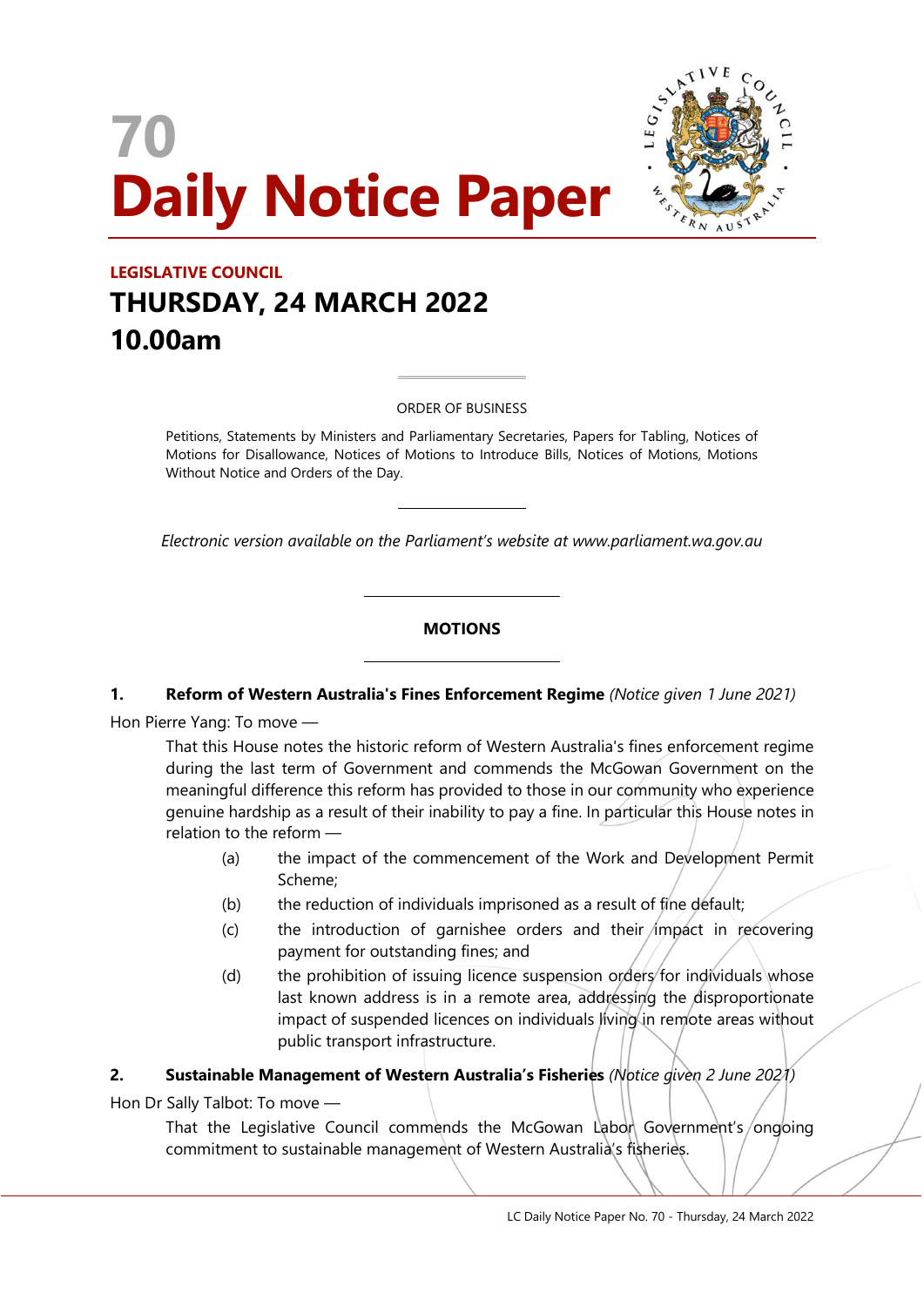# 70
# Daily Notice Paper

**LEGISLATIVE COUNCIL**

## THURSDAY, 24 MARCH 2022
## 10.00am

ORDER OF BUSINESS

Petitions, Statements by Ministers and Parliamentary Secretaries, Papers for Tabling, Notices of Motions for Disallowance, Notices of Motions to Introduce Bills, Notices of Motions, Motions Without Notice and Orders of the Day.

*Electronic version available on the Parliament's website at www.parliament.wa.gov.au*

## MOTIONS

**1. Reform of Western Australia's Fines Enforcement Regime** *(Notice given 1 June 2021)*

Hon Pierre Yang: To move —

That this House notes the historic reform of Western Australia's fines enforcement regime during the last term of Government and commends the McGowan Government on the meaningful difference this reform has provided to those in our community who experience genuine hardship as a result of their inability to pay a fine. In particular this House notes in relation to the reform —

(a) the impact of the commencement of the Work and Development Permit Scheme;

(b) the reduction of individuals imprisoned as a result of fine default;

(c) the introduction of garnishee orders and their impact in recovering payment for outstanding fines; and

(d) the prohibition of issuing licence suspension orders for individuals whose last known address is in a remote area, addressing the disproportionate impact of suspended licences on individuals living in remote areas without public transport infrastructure.

**2. Sustainable Management of Western Australia's Fisheries** *(Notice given 2 June 2021)*

Hon Dr Sally Talbot: To move —

That the Legislative Council commends the McGowan Labor Government's ongoing commitment to sustainable management of Western Australia's fisheries.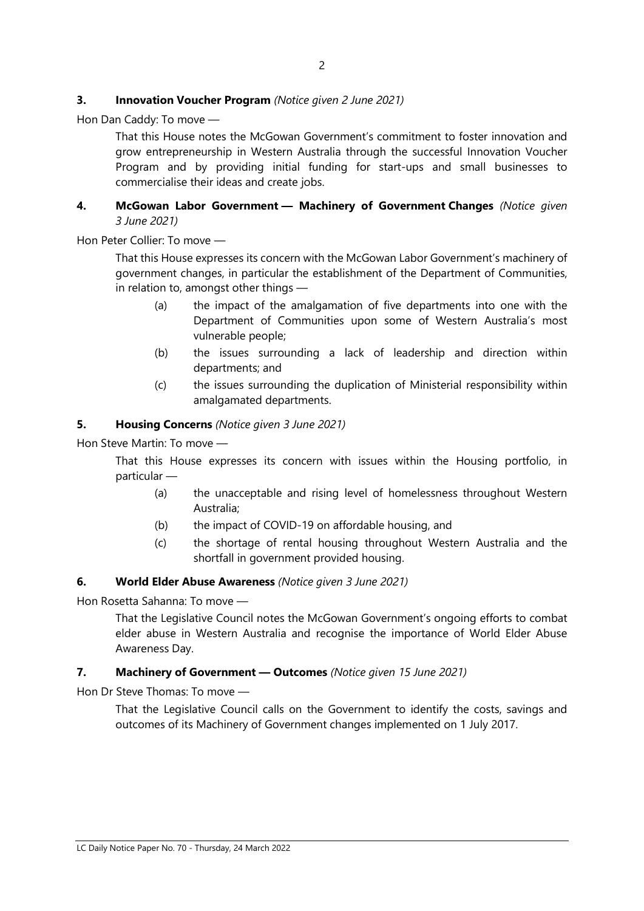**3. Innovation Voucher Program** *(Notice given 2 June 2021)*

Hon Dan Caddy: To move —

> That this House notes the McGowan Government's commitment to foster innovation and grow entrepreneurship in Western Australia through the successful Innovation Voucher Program and by providing initial funding for start-ups and small businesses to commercialise their ideas and create jobs.

**4. McGowan Labor Government — Machinery of Government Changes** *(Notice given 3 June 2021)*

Hon Peter Collier: To move —

> That this House expresses its concern with the McGowan Labor Government's machinery of government changes, in particular the establishment of the Department of Communities, in relation to, amongst other things —
>
> (a) the impact of the amalgamation of five departments into one with the Department of Communities upon some of Western Australia's most vulnerable people;
>
> (b) the issues surrounding a lack of leadership and direction within departments; and
>
> (c) the issues surrounding the duplication of Ministerial responsibility within amalgamated departments.

**5. Housing Concerns** *(Notice given 3 June 2021)*

Hon Steve Martin: To move —

> That this House expresses its concern with issues within the Housing portfolio, in particular —
>
> (a) the unacceptable and rising level of homelessness throughout Western Australia;
>
> (b) the impact of COVID-19 on affordable housing, and
>
> (c) the shortage of rental housing throughout Western Australia and the shortfall in government provided housing.

**6. World Elder Abuse Awareness** *(Notice given 3 June 2021)*

Hon Rosetta Sahanna: To move —

> That the Legislative Council notes the McGowan Government's ongoing efforts to combat elder abuse in Western Australia and recognise the importance of World Elder Abuse Awareness Day.

**7. Machinery of Government — Outcomes** *(Notice given 15 June 2021)*

Hon Dr Steve Thomas: To move —

> That the Legislative Council calls on the Government to identify the costs, savings and outcomes of its Machinery of Government changes implemented on 1 July 2017.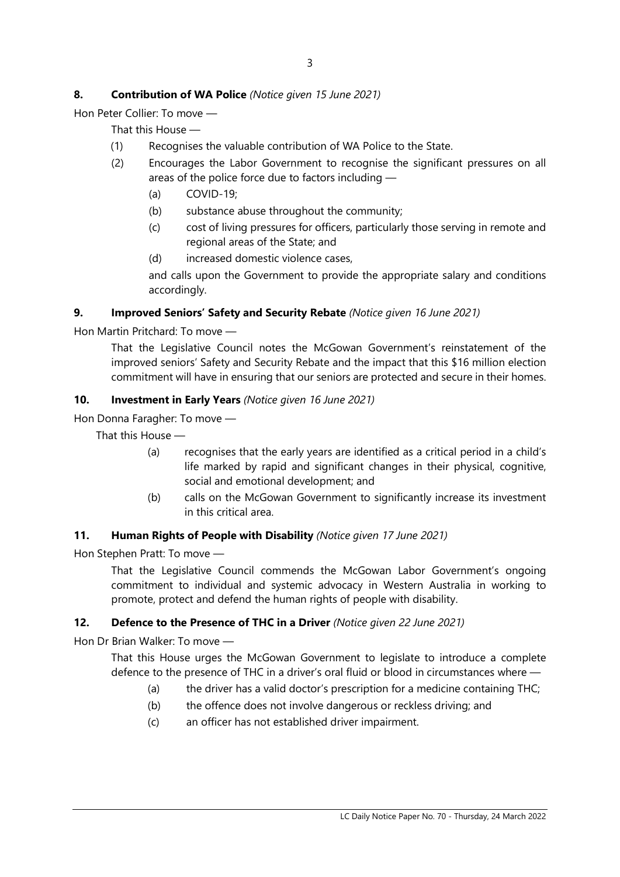**8. Contribution of WA Police** *(Notice given 15 June 2021)*

Hon Peter Collier: To move —

That this House —

(1) Recognises the valuable contribution of WA Police to the State.

(2) Encourages the Labor Government to recognise the significant pressures on all areas of the police force due to factors including —

(a) COVID-19;

(b) substance abuse throughout the community;

(c) cost of living pressures for officers, particularly those serving in remote and regional areas of the State; and

(d) increased domestic violence cases,

and calls upon the Government to provide the appropriate salary and conditions accordingly.

**9. Improved Seniors' Safety and Security Rebate** *(Notice given 16 June 2021)*

Hon Martin Pritchard: To move —

That the Legislative Council notes the McGowan Government's reinstatement of the improved seniors' Safety and Security Rebate and the impact that this $16 million election commitment will have in ensuring that our seniors are protected and secure in their homes.

**10. Investment in Early Years** *(Notice given 16 June 2021)*

Hon Donna Faragher: To move —

That this House —

(a) recognises that the early years are identified as a critical period in a child's life marked by rapid and significant changes in their physical, cognitive, social and emotional development; and

(b) calls on the McGowan Government to significantly increase its investment in this critical area.

**11. Human Rights of People with Disability** *(Notice given 17 June 2021)*

Hon Stephen Pratt: To move —

That the Legislative Council commends the McGowan Labor Government's ongoing commitment to individual and systemic advocacy in Western Australia in working to promote, protect and defend the human rights of people with disability.

**12. Defence to the Presence of THC in a Driver** *(Notice given 22 June 2021)*

Hon Dr Brian Walker: To move —

That this House urges the McGowan Government to legislate to introduce a complete defence to the presence of THC in a driver's oral fluid or blood in circumstances where —

(a) the driver has a valid doctor's prescription for a medicine containing THC;

(b) the offence does not involve dangerous or reckless driving; and

(c) an officer has not established driver impairment.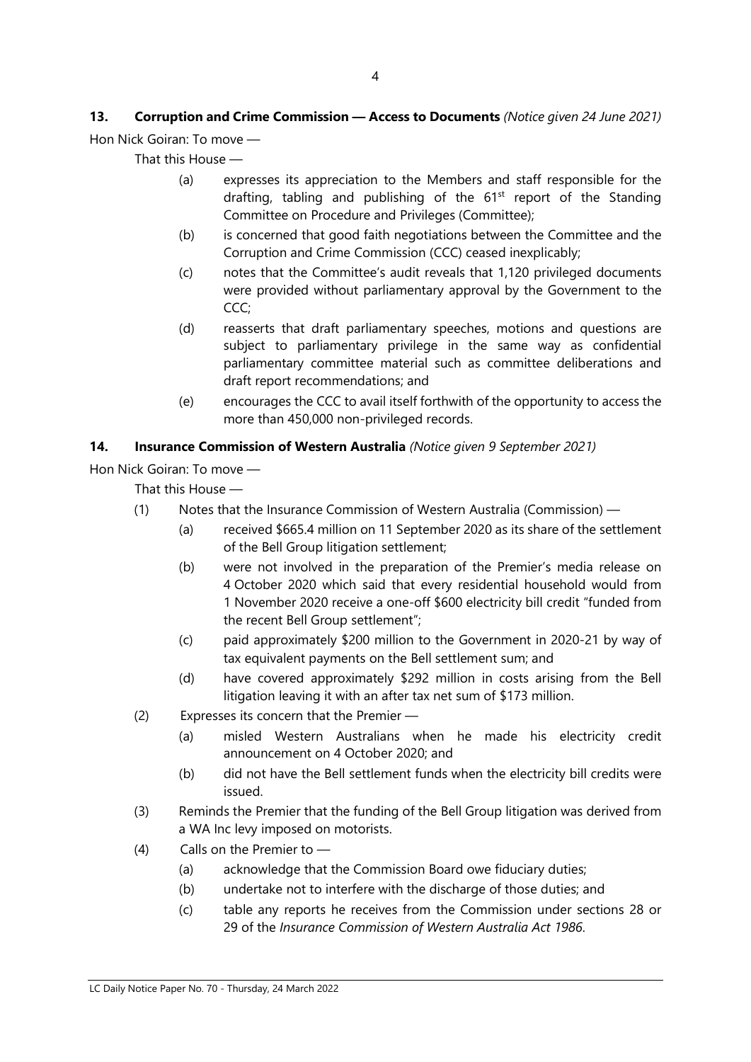**13. Corruption and Crime Commission — Access to Documents** *(Notice given 24 June 2021)*

Hon Nick Goiran: To move —

That this House —

(a) expresses its appreciation to the Members and staff responsible for the drafting, tabling and publishing of the 61st report of the Standing Committee on Procedure and Privileges (Committee);

(b) is concerned that good faith negotiations between the Committee and the Corruption and Crime Commission (CCC) ceased inexplicably;

(c) notes that the Committee's audit reveals that 1,120 privileged documents were provided without parliamentary approval by the Government to the CCC;

(d) reasserts that draft parliamentary speeches, motions and questions are subject to parliamentary privilege in the same way as confidential parliamentary committee material such as committee deliberations and draft report recommendations; and

(e) encourages the CCC to avail itself forthwith of the opportunity to access the more than 450,000 non-privileged records.

**14. Insurance Commission of Western Australia** *(Notice given 9 September 2021)*

Hon Nick Goiran: To move —

That this House —

(1) Notes that the Insurance Commission of Western Australia (Commission) —

(a) received $665.4 million on 11 September 2020 as its share of the settlement of the Bell Group litigation settlement;

(b) were not involved in the preparation of the Premier's media release on 4 October 2020 which said that every residential household would from 1 November 2020 receive a one-off $600 electricity bill credit "funded from the recent Bell Group settlement";

(c) paid approximately $200 million to the Government in 2020-21 by way of tax equivalent payments on the Bell settlement sum; and

(d) have covered approximately $292 million in costs arising from the Bell litigation leaving it with an after tax net sum of $173 million.

(2) Expresses its concern that the Premier —

(a) misled Western Australians when he made his electricity credit announcement on 4 October 2020; and

(b) did not have the Bell settlement funds when the electricity bill credits were issued.

(3) Reminds the Premier that the funding of the Bell Group litigation was derived from a WA Inc levy imposed on motorists.

(4) Calls on the Premier to —

(a) acknowledge that the Commission Board owe fiduciary duties;

(b) undertake not to interfere with the discharge of those duties; and

(c) table any reports he receives from the Commission under sections 28 or 29 of the *Insurance Commission of Western Australia Act 1986*.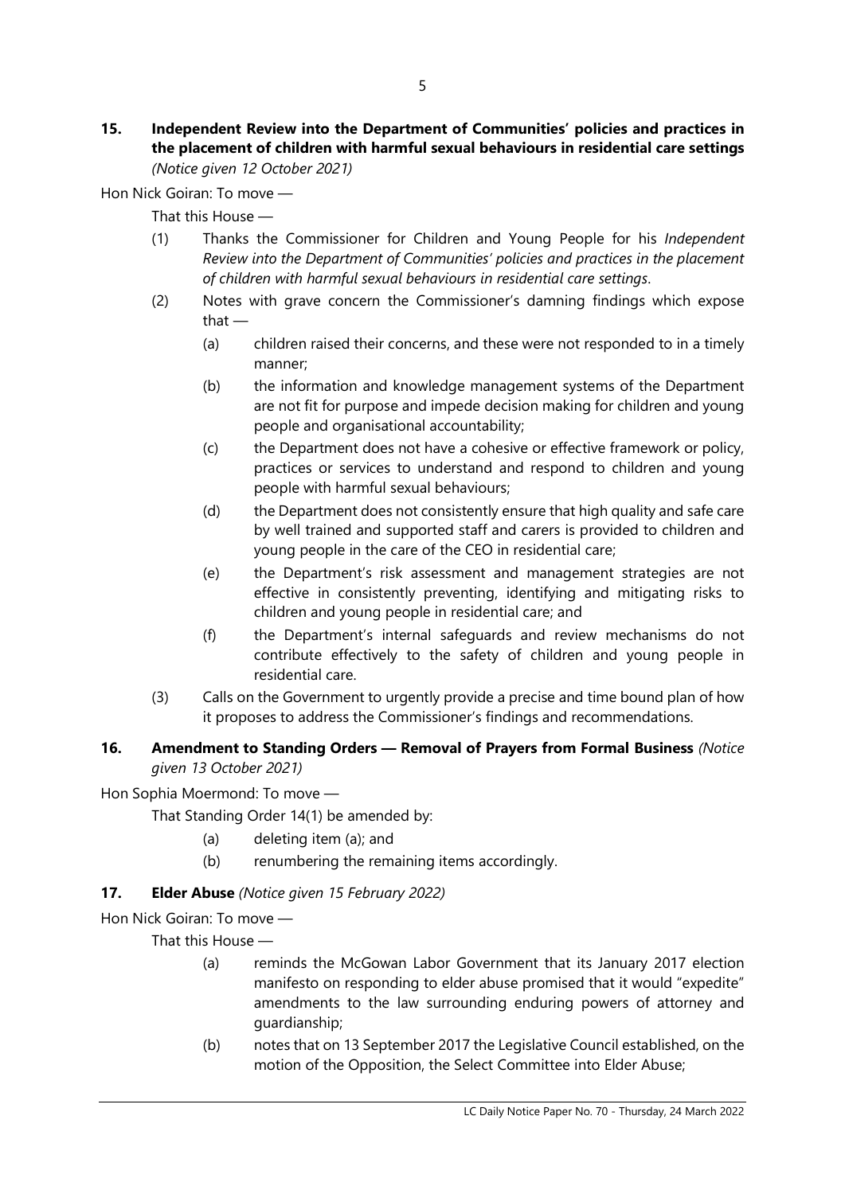**15. Independent Review into the Department of Communities' policies and practices in the placement of children with harmful sexual behaviours in residential care settings** *(Notice given 12 October 2021)*

Hon Nick Goiran: To move —

That this House —

(1) Thanks the Commissioner for Children and Young People for his *Independent Review into the Department of Communities' policies and practices in the placement of children with harmful sexual behaviours in residential care settings*.

(2) Notes with grave concern the Commissioner's damning findings which expose that —

(a) children raised their concerns, and these were not responded to in a timely manner;

(b) the information and knowledge management systems of the Department are not fit for purpose and impede decision making for children and young people and organisational accountability;

(c) the Department does not have a cohesive or effective framework or policy, practices or services to understand and respond to children and young people with harmful sexual behaviours;

(d) the Department does not consistently ensure that high quality and safe care by well trained and supported staff and carers is provided to children and young people in the care of the CEO in residential care;

(e) the Department's risk assessment and management strategies are not effective in consistently preventing, identifying and mitigating risks to children and young people in residential care; and

(f) the Department's internal safeguards and review mechanisms do not contribute effectively to the safety of children and young people in residential care.

(3) Calls on the Government to urgently provide a precise and time bound plan of how it proposes to address the Commissioner's findings and recommendations.

**16. Amendment to Standing Orders — Removal of Prayers from Formal Business** *(Notice given 13 October 2021)*

Hon Sophia Moermond: To move —

That Standing Order 14(1) be amended by:

(a) deleting item (a); and

(b) renumbering the remaining items accordingly.

**17. Elder Abuse** *(Notice given 15 February 2022)*

Hon Nick Goiran: To move —

That this House —

(a) reminds the McGowan Labor Government that its January 2017 election manifesto on responding to elder abuse promised that it would "expedite" amendments to the law surrounding enduring powers of attorney and guardianship;

(b) notes that on 13 September 2017 the Legislative Council established, on the motion of the Opposition, the Select Committee into Elder Abuse;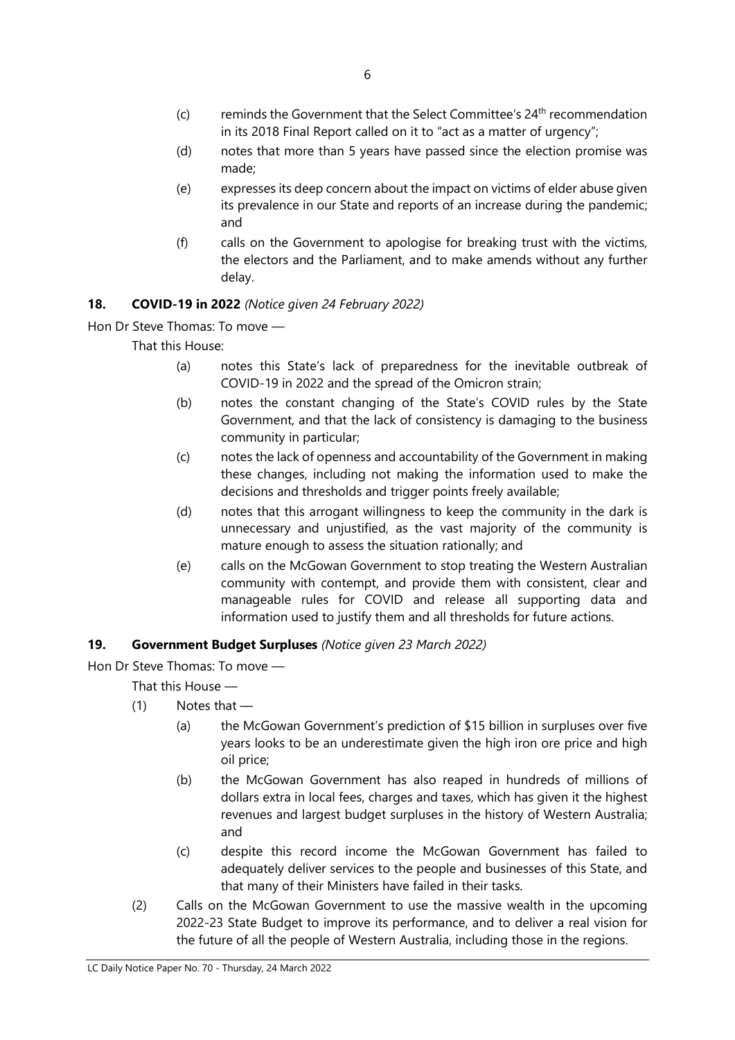(c) reminds the Government that the Select Committee's 24th recommendation in its 2018 Final Report called on it to "act as a matter of urgency";

(d) notes that more than 5 years have passed since the election promise was made;

(e) expresses its deep concern about the impact on victims of elder abuse given its prevalence in our State and reports of an increase during the pandemic; and

(f) calls on the Government to apologise for breaking trust with the victims, the electors and the Parliament, and to make amends without any further delay.

**18. COVID-19 in 2022** *(Notice given 24 February 2022)*

Hon Dr Steve Thomas: To move —

That this House:

(a) notes this State's lack of preparedness for the inevitable outbreak of COVID-19 in 2022 and the spread of the Omicron strain;

(b) notes the constant changing of the State's COVID rules by the State Government, and that the lack of consistency is damaging to the business community in particular;

(c) notes the lack of openness and accountability of the Government in making these changes, including not making the information used to make the decisions and thresholds and trigger points freely available;

(d) notes that this arrogant willingness to keep the community in the dark is unnecessary and unjustified, as the vast majority of the community is mature enough to assess the situation rationally; and

(e) calls on the McGowan Government to stop treating the Western Australian community with contempt, and provide them with consistent, clear and manageable rules for COVID and release all supporting data and information used to justify them and all thresholds for future actions.

**19. Government Budget Surpluses** *(Notice given 23 March 2022)*

Hon Dr Steve Thomas: To move —

That this House —

(1) Notes that —

(a) the McGowan Government's prediction of $15 billion in surpluses over five years looks to be an underestimate given the high iron ore price and high oil price;

(b) the McGowan Government has also reaped in hundreds of millions of dollars extra in local fees, charges and taxes, which has given it the highest revenues and largest budget surpluses in the history of Western Australia; and

(c) despite this record income the McGowan Government has failed to adequately deliver services to the people and businesses of this State, and that many of their Ministers have failed in their tasks.

(2) Calls on the McGowan Government to use the massive wealth in the upcoming 2022-23 State Budget to improve its performance, and to deliver a real vision for the future of all the people of Western Australia, including those in the regions.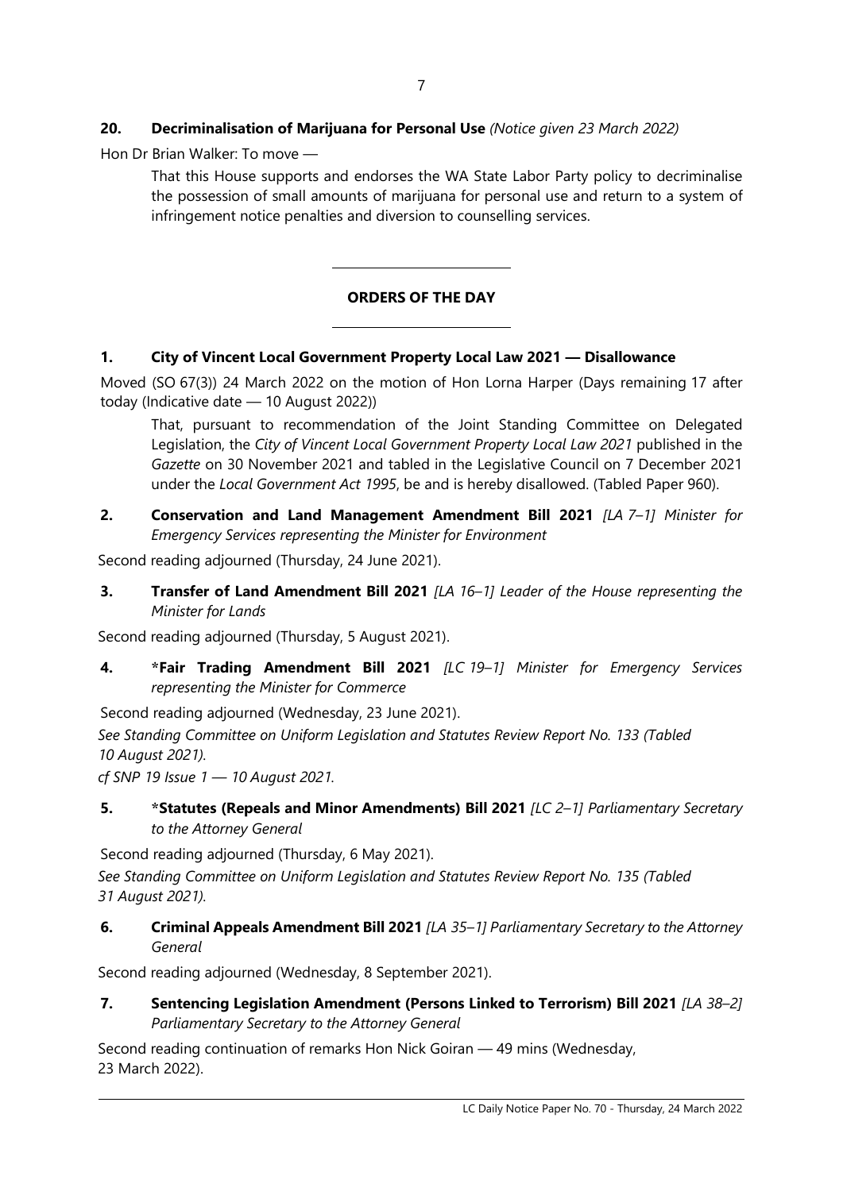**20. Decriminalisation of Marijuana for Personal Use** *(Notice given 23 March 2022)*

Hon Dr Brian Walker: To move —

> That this House supports and endorses the WA State Labor Party policy to decriminalise the possession of small amounts of marijuana for personal use and return to a system of infringement notice penalties and diversion to counselling services.

---

## ORDERS OF THE DAY

---

**1. City of Vincent Local Government Property Local Law 2021 — Disallowance**

Moved (SO 67(3)) 24 March 2022 on the motion of Hon Lorna Harper (Days remaining 17 after today (Indicative date — 10 August 2022))

> That, pursuant to recommendation of the Joint Standing Committee on Delegated Legislation, the *City of Vincent Local Government Property Local Law 2021* published in the *Gazette* on 30 November 2021 and tabled in the Legislative Council on 7 December 2021 under the *Local Government Act 1995*, be and is hereby disallowed. (Tabled Paper 960).

**2. Conservation and Land Management Amendment Bill 2021** *[LA 7–1] Minister for Emergency Services representing the Minister for Environment*

Second reading adjourned (Thursday, 24 June 2021).

**3. Transfer of Land Amendment Bill 2021** *[LA 16–1] Leader of the House representing the Minister for Lands*

Second reading adjourned (Thursday, 5 August 2021).

**4. *Fair Trading Amendment Bill 2021** *[LC 19–1] Minister for Emergency Services representing the Minister for Commerce*

Second reading adjourned (Wednesday, 23 June 2021).

*See Standing Committee on Uniform Legislation and Statutes Review Report No. 133 (Tabled 10 August 2021).*

*cf SNP 19 Issue 1 — 10 August 2021.*

**5. *Statutes (Repeals and Minor Amendments) Bill 2021** *[LC 2–1] Parliamentary Secretary to the Attorney General*

Second reading adjourned (Thursday, 6 May 2021).

*See Standing Committee on Uniform Legislation and Statutes Review Report No. 135 (Tabled 31 August 2021).*

**6. Criminal Appeals Amendment Bill 2021** *[LA 35–1] Parliamentary Secretary to the Attorney General*

Second reading adjourned (Wednesday, 8 September 2021).

**7. Sentencing Legislation Amendment (Persons Linked to Terrorism) Bill 2021** *[LA 38–2] Parliamentary Secretary to the Attorney General*

Second reading continuation of remarks Hon Nick Goiran — 49 mins (Wednesday, 23 March 2022).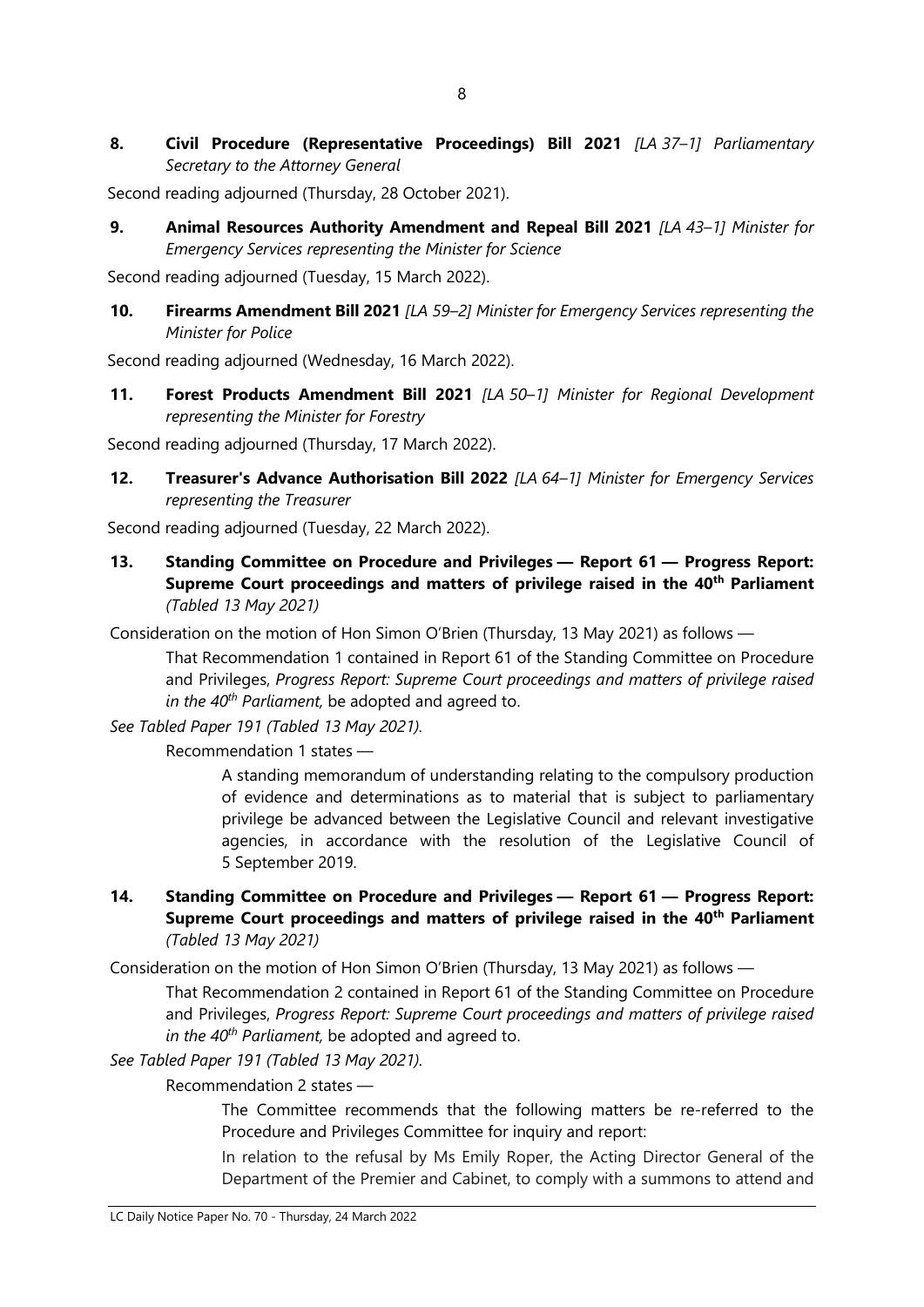**8. Civil Procedure (Representative Proceedings) Bill 2021** *[LA 37–1] Parliamentary Secretary to the Attorney General*

Second reading adjourned (Thursday, 28 October 2021).

**9. Animal Resources Authority Amendment and Repeal Bill 2021** *[LA 43–1] Minister for Emergency Services representing the Minister for Science*

Second reading adjourned (Tuesday, 15 March 2022).

**10. Firearms Amendment Bill 2021** *[LA 59–2] Minister for Emergency Services representing the Minister for Police*

Second reading adjourned (Wednesday, 16 March 2022).

**11. Forest Products Amendment Bill 2021** *[LA 50–1] Minister for Regional Development representing the Minister for Forestry*

Second reading adjourned (Thursday, 17 March 2022).

**12. Treasurer's Advance Authorisation Bill 2022** *[LA 64–1] Minister for Emergency Services representing the Treasurer*

Second reading adjourned (Tuesday, 22 March 2022).

**13. Standing Committee on Procedure and Privileges — Report 61 — Progress Report: Supreme Court proceedings and matters of privilege raised in the 40th Parliament** *(Tabled 13 May 2021)*

Consideration on the motion of Hon Simon O'Brien (Thursday, 13 May 2021) as follows —

> That Recommendation 1 contained in Report 61 of the Standing Committee on Procedure and Privileges, *Progress Report: Supreme Court proceedings and matters of privilege raised in the 40th Parliament,* be adopted and agreed to.

*See Tabled Paper 191 (Tabled 13 May 2021).*

Recommendation 1 states —

> A standing memorandum of understanding relating to the compulsory production of evidence and determinations as to material that is subject to parliamentary privilege be advanced between the Legislative Council and relevant investigative agencies, in accordance with the resolution of the Legislative Council of 5 September 2019.

**14. Standing Committee on Procedure and Privileges — Report 61 — Progress Report: Supreme Court proceedings and matters of privilege raised in the 40th Parliament** *(Tabled 13 May 2021)*

Consideration on the motion of Hon Simon O'Brien (Thursday, 13 May 2021) as follows —

> That Recommendation 2 contained in Report 61 of the Standing Committee on Procedure and Privileges, *Progress Report: Supreme Court proceedings and matters of privilege raised in the 40th Parliament,* be adopted and agreed to.

*See Tabled Paper 191 (Tabled 13 May 2021).*

Recommendation 2 states —

> The Committee recommends that the following matters be re-referred to the Procedure and Privileges Committee for inquiry and report:
>
> In relation to the refusal by Ms Emily Roper, the Acting Director General of the Department of the Premier and Cabinet, to comply with a summons to attend and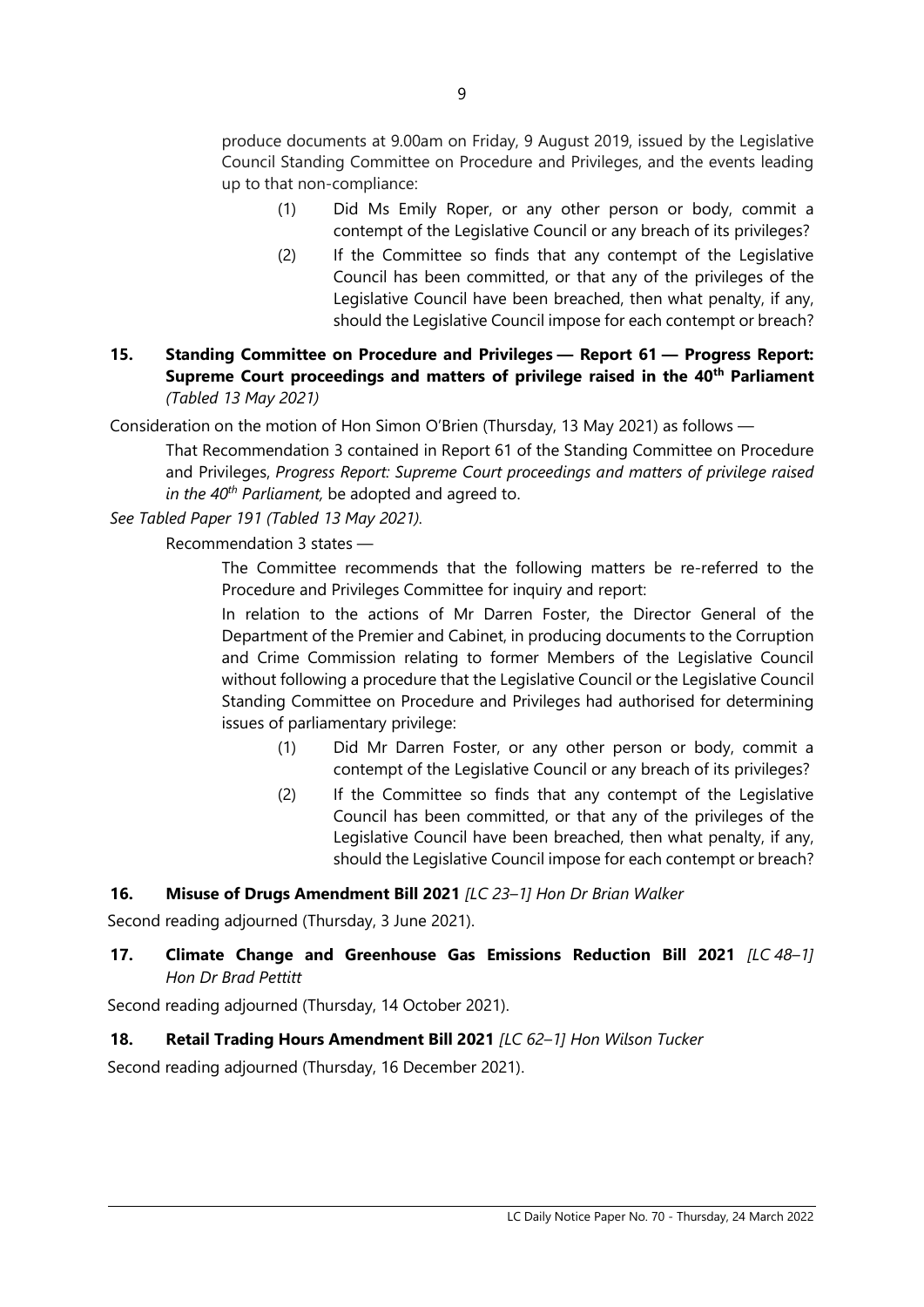produce documents at 9.00am on Friday, 9 August 2019, issued by the Legislative Council Standing Committee on Procedure and Privileges, and the events leading up to that non-compliance:

(1) Did Ms Emily Roper, or any other person or body, commit a contempt of the Legislative Council or any breach of its privileges?

(2) If the Committee so finds that any contempt of the Legislative Council has been committed, or that any of the privileges of the Legislative Council have been breached, then what penalty, if any, should the Legislative Council impose for each contempt or breach?

**15. Standing Committee on Procedure and Privileges — Report 61 — Progress Report: Supreme Court proceedings and matters of privilege raised in the 40th Parliament** *(Tabled 13 May 2021)*

Consideration on the motion of Hon Simon O'Brien (Thursday, 13 May 2021) as follows —

That Recommendation 3 contained in Report 61 of the Standing Committee on Procedure and Privileges, *Progress Report: Supreme Court proceedings and matters of privilege raised in the 40th Parliament,* be adopted and agreed to.

*See Tabled Paper 191 (Tabled 13 May 2021).*

Recommendation 3 states —

The Committee recommends that the following matters be re-referred to the Procedure and Privileges Committee for inquiry and report:

In relation to the actions of Mr Darren Foster, the Director General of the Department of the Premier and Cabinet, in producing documents to the Corruption and Crime Commission relating to former Members of the Legislative Council without following a procedure that the Legislative Council or the Legislative Council Standing Committee on Procedure and Privileges had authorised for determining issues of parliamentary privilege:

(1) Did Mr Darren Foster, or any other person or body, commit a contempt of the Legislative Council or any breach of its privileges?

(2) If the Committee so finds that any contempt of the Legislative Council has been committed, or that any of the privileges of the Legislative Council have been breached, then what penalty, if any, should the Legislative Council impose for each contempt or breach?

**16. Misuse of Drugs Amendment Bill 2021** *[LC 23–1] Hon Dr Brian Walker*

Second reading adjourned (Thursday, 3 June 2021).

**17. Climate Change and Greenhouse Gas Emissions Reduction Bill 2021** *[LC 48–1] Hon Dr Brad Pettitt*

Second reading adjourned (Thursday, 14 October 2021).

**18. Retail Trading Hours Amendment Bill 2021** *[LC 62–1] Hon Wilson Tucker*

Second reading adjourned (Thursday, 16 December 2021).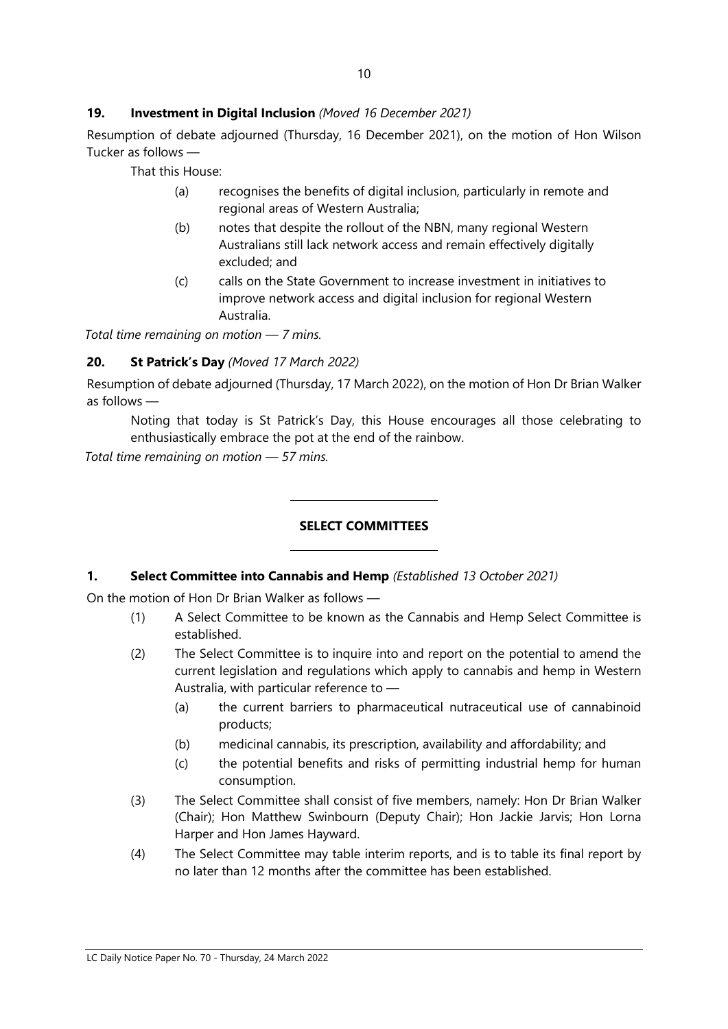### 19. Investment in Digital Inclusion *(Moved 16 December 2021)*

Resumption of debate adjourned (Thursday, 16 December 2021), on the motion of Hon Wilson Tucker as follows —

That this House:

- (a) recognises the benefits of digital inclusion, particularly in remote and regional areas of Western Australia;
- (b) notes that despite the rollout of the NBN, many regional Western Australians still lack network access and remain effectively digitally excluded; and
- (c) calls on the State Government to increase investment in initiatives to improve network access and digital inclusion for regional Western Australia.

*Total time remaining on motion — 7 mins.*

### 20. St Patrick's Day *(Moved 17 March 2022)*

Resumption of debate adjourned (Thursday, 17 March 2022), on the motion of Hon Dr Brian Walker as follows —

Noting that today is St Patrick's Day, this House encourages all those celebrating to enthusiastically embrace the pot at the end of the rainbow.

*Total time remaining on motion — 57 mins.*

---

## SELECT COMMITTEES

---

### 1. Select Committee into Cannabis and Hemp *(Established 13 October 2021)*

On the motion of Hon Dr Brian Walker as follows —

- (1) A Select Committee to be known as the Cannabis and Hemp Select Committee is established.
- (2) The Select Committee is to inquire into and report on the potential to amend the current legislation and regulations which apply to cannabis and hemp in Western Australia, with particular reference to —
  - (a) the current barriers to pharmaceutical nutraceutical use of cannabinoid products;
  - (b) medicinal cannabis, its prescription, availability and affordability; and
  - (c) the potential benefits and risks of permitting industrial hemp for human consumption.
- (3) The Select Committee shall consist of five members, namely: Hon Dr Brian Walker (Chair); Hon Matthew Swinbourn (Deputy Chair); Hon Jackie Jarvis; Hon Lorna Harper and Hon James Hayward.
- (4) The Select Committee may table interim reports, and is to table its final report by no later than 12 months after the committee has been established.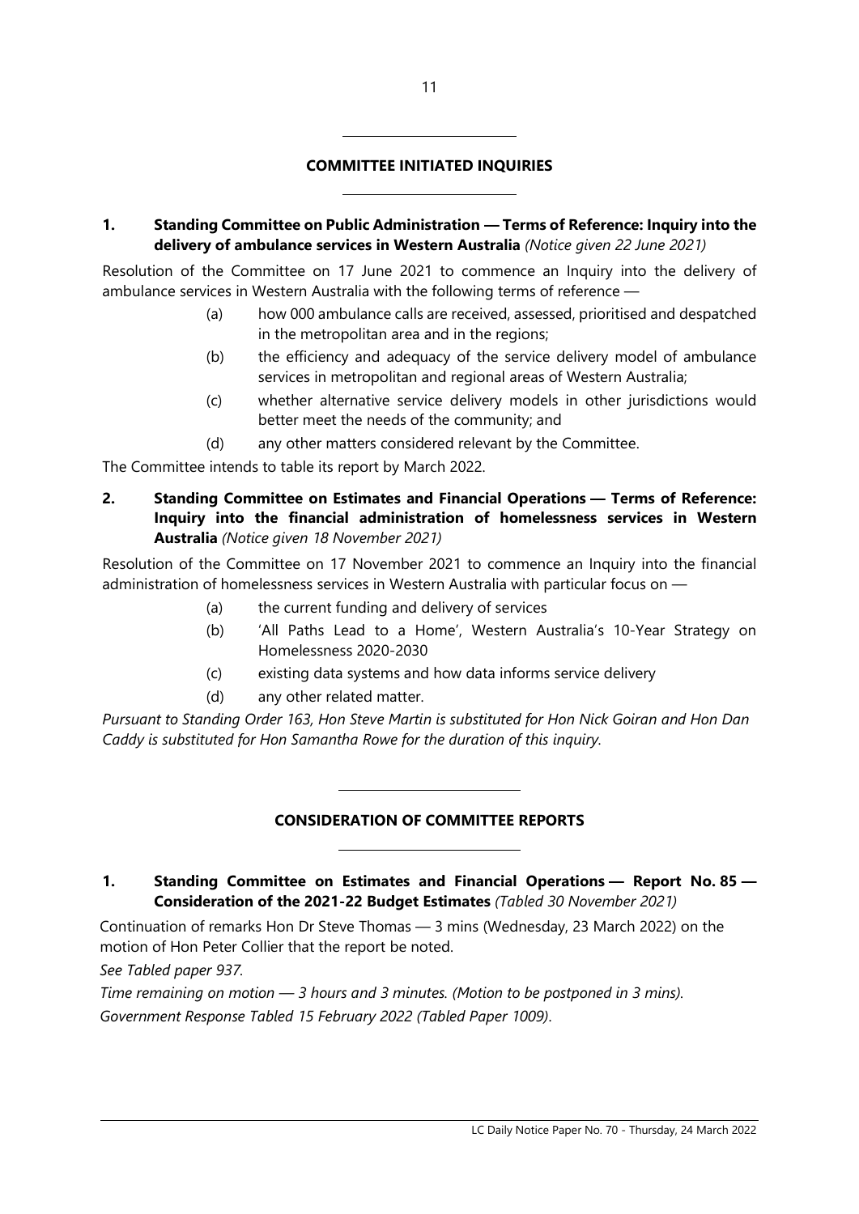## COMMITTEE INITIATED INQUIRIES

**1. Standing Committee on Public Administration — Terms of Reference: Inquiry into the delivery of ambulance services in Western Australia** *(Notice given 22 June 2021)*

Resolution of the Committee on 17 June 2021 to commence an Inquiry into the delivery of ambulance services in Western Australia with the following terms of reference —

(a) how 000 ambulance calls are received, assessed, prioritised and despatched in the metropolitan area and in the regions;

(b) the efficiency and adequacy of the service delivery model of ambulance services in metropolitan and regional areas of Western Australia;

(c) whether alternative service delivery models in other jurisdictions would better meet the needs of the community; and

(d) any other matters considered relevant by the Committee.

The Committee intends to table its report by March 2022.

**2. Standing Committee on Estimates and Financial Operations — Terms of Reference: Inquiry into the financial administration of homelessness services in Western Australia** *(Notice given 18 November 2021)*

Resolution of the Committee on 17 November 2021 to commence an Inquiry into the financial administration of homelessness services in Western Australia with particular focus on —

(a) the current funding and delivery of services

(b) 'All Paths Lead to a Home', Western Australia's 10-Year Strategy on Homelessness 2020-2030

(c) existing data systems and how data informs service delivery

(d) any other related matter.

*Pursuant to Standing Order 163, Hon Steve Martin is substituted for Hon Nick Goiran and Hon Dan Caddy is substituted for Hon Samantha Rowe for the duration of this inquiry.*

## CONSIDERATION OF COMMITTEE REPORTS

**1. Standing Committee on Estimates and Financial Operations — Report No. 85 — Consideration of the 2021-22 Budget Estimates** *(Tabled 30 November 2021)*

Continuation of remarks Hon Dr Steve Thomas — 3 mins (Wednesday, 23 March 2022) on the motion of Hon Peter Collier that the report be noted.

*See Tabled paper 937.*

*Time remaining on motion — 3 hours and 3 minutes. (Motion to be postponed in 3 mins).*

*Government Response Tabled 15 February 2022 (Tabled Paper 1009).*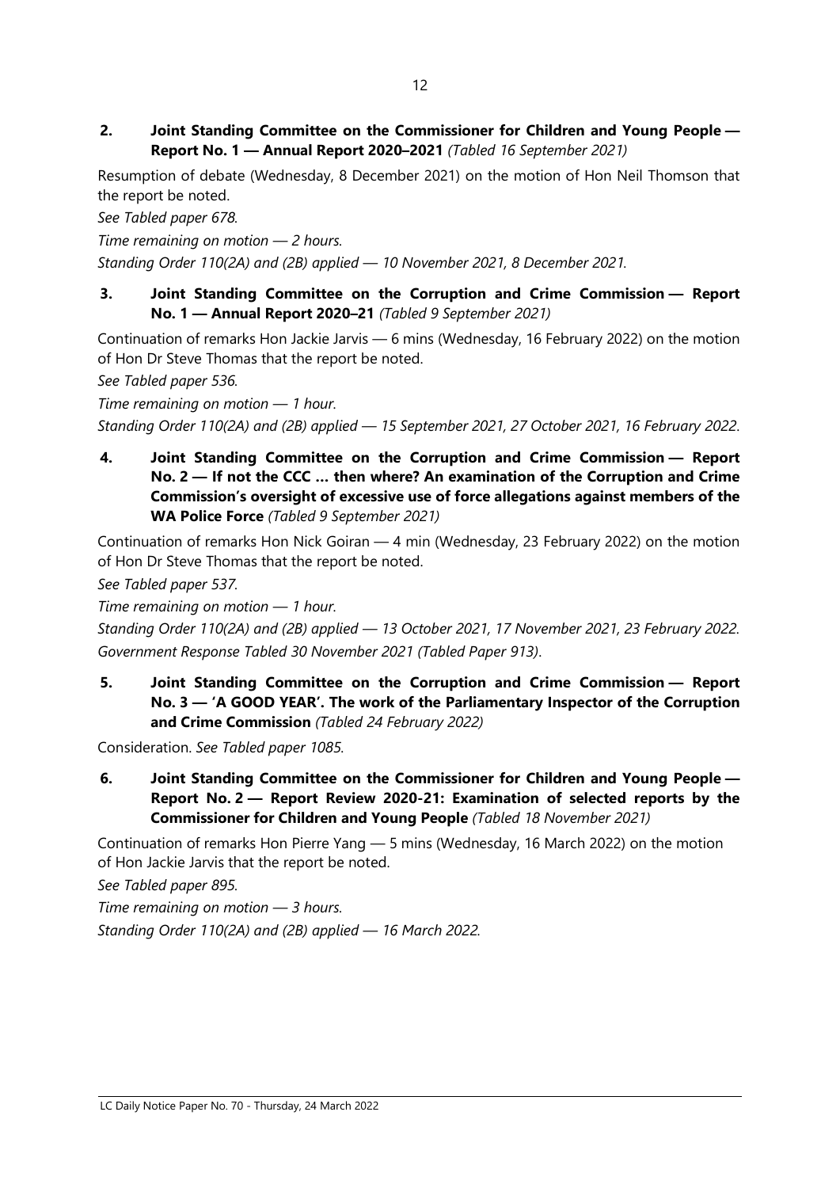**2. Joint Standing Committee on the Commissioner for Children and Young People — Report No. 1 — Annual Report 2020–2021** *(Tabled 16 September 2021)*

Resumption of debate (Wednesday, 8 December 2021) on the motion of Hon Neil Thomson that the report be noted.

*See Tabled paper 678.*

*Time remaining on motion — 2 hours.*

*Standing Order 110(2A) and (2B) applied — 10 November 2021, 8 December 2021.*

**3. Joint Standing Committee on the Corruption and Crime Commission — Report No. 1 — Annual Report 2020–21** *(Tabled 9 September 2021)*

Continuation of remarks Hon Jackie Jarvis — 6 mins (Wednesday, 16 February 2022) on the motion of Hon Dr Steve Thomas that the report be noted.

*See Tabled paper 536.*

*Time remaining on motion — 1 hour.*

*Standing Order 110(2A) and (2B) applied — 15 September 2021, 27 October 2021, 16 February 2022.*

**4. Joint Standing Committee on the Corruption and Crime Commission — Report No. 2 — If not the CCC … then where? An examination of the Corruption and Crime Commission's oversight of excessive use of force allegations against members of the WA Police Force** *(Tabled 9 September 2021)*

Continuation of remarks Hon Nick Goiran — 4 min (Wednesday, 23 February 2022) on the motion of Hon Dr Steve Thomas that the report be noted.

*See Tabled paper 537.*

*Time remaining on motion — 1 hour.*

*Standing Order 110(2A) and (2B) applied — 13 October 2021, 17 November 2021, 23 February 2022.*

*Government Response Tabled 30 November 2021 (Tabled Paper 913).*

**5. Joint Standing Committee on the Corruption and Crime Commission — Report No. 3 — 'A GOOD YEAR'. The work of the Parliamentary Inspector of the Corruption and Crime Commission** *(Tabled 24 February 2022)*

Consideration. *See Tabled paper 1085.*

**6. Joint Standing Committee on the Commissioner for Children and Young People — Report No. 2 — Report Review 2020-21: Examination of selected reports by the Commissioner for Children and Young People** *(Tabled 18 November 2021)*

Continuation of remarks Hon Pierre Yang — 5 mins (Wednesday, 16 March 2022) on the motion of Hon Jackie Jarvis that the report be noted.

*See Tabled paper 895.*

*Time remaining on motion — 3 hours.*

*Standing Order 110(2A) and (2B) applied — 16 March 2022.*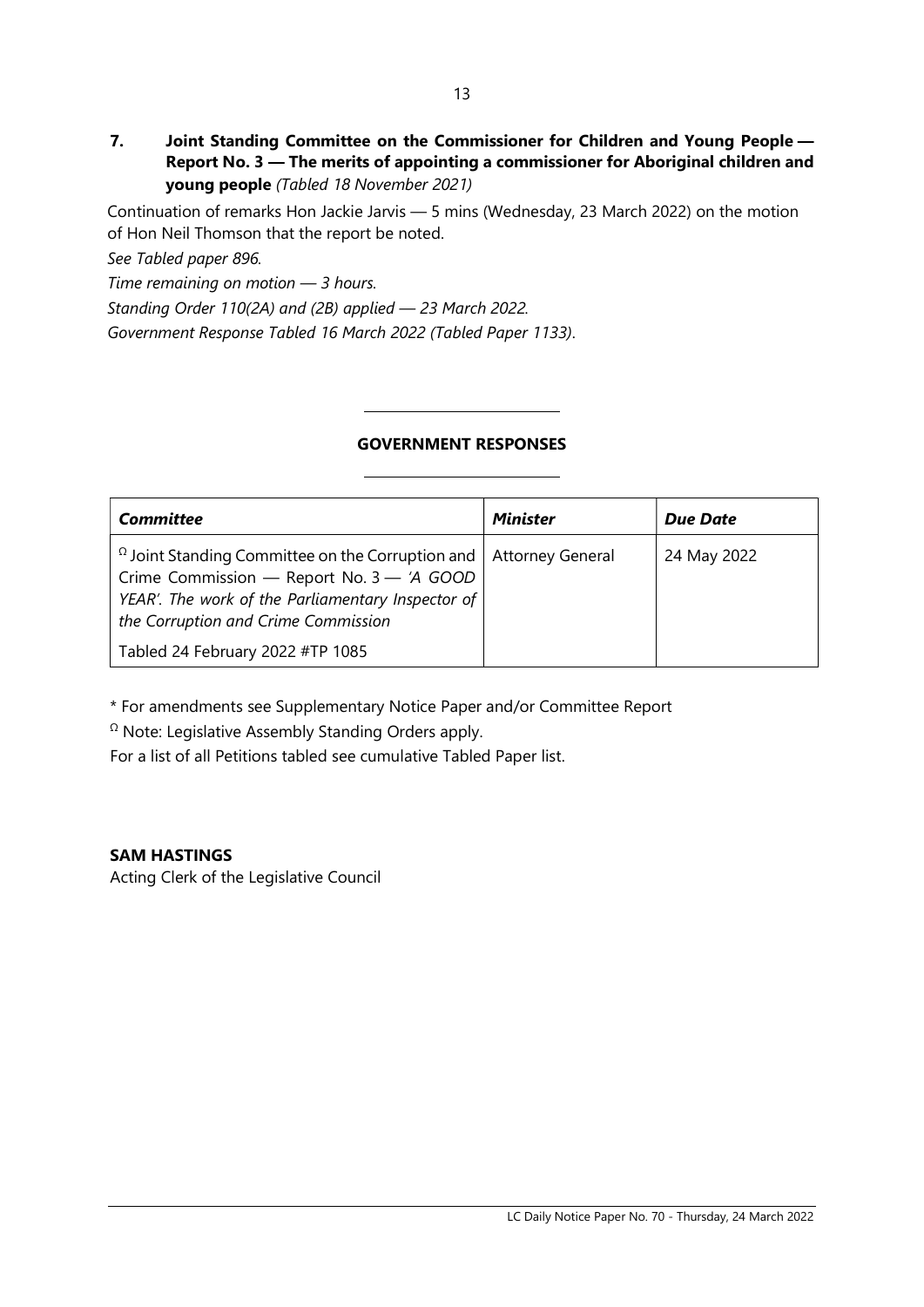**7. Joint Standing Committee on the Commissioner for Children and Young People — Report No. 3 — The merits of appointing a commissioner for Aboriginal children and young people** *(Tabled 18 November 2021)*

Continuation of remarks Hon Jackie Jarvis — 5 mins (Wednesday, 23 March 2022) on the motion of Hon Neil Thomson that the report be noted.

*See Tabled paper 896.*

*Time remaining on motion — 3 hours.*

*Standing Order 110(2A) and (2B) applied — 23 March 2022.*

*Government Response Tabled 16 March 2022 (Tabled Paper 1133).*

## GOVERNMENT RESPONSES

| *Committee* | *Minister* | *Due Date* |
|---|---|---|
| Ω Joint Standing Committee on the Corruption and Crime Commission — Report No. 3 — *'A GOOD YEAR'. The work of the Parliamentary Inspector of the Corruption and Crime Commission*<br>Tabled 24 February 2022 #TP 1085 | Attorney General | 24 May 2022 |

* For amendments see Supplementary Notice Paper and/or Committee Report

Ω Note: Legislative Assembly Standing Orders apply.

For a list of all Petitions tabled see cumulative Tabled Paper list.

**SAM HASTINGS**
Acting Clerk of the Legislative Council